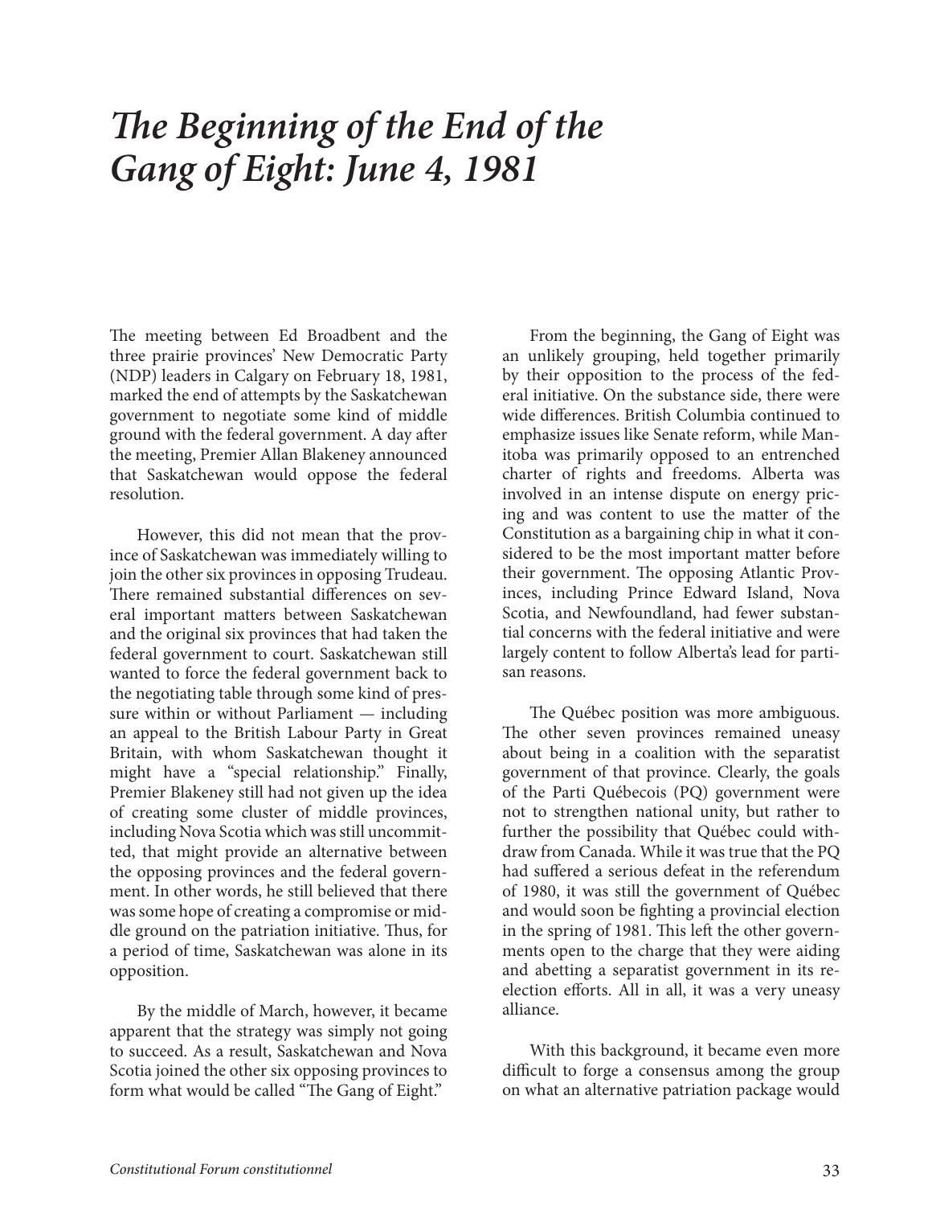# *The Beginning of the End of the Gang of Eight: June 4, 1981*

The meeting between Ed Broadbent and the three prairie provinces' New Democratic Party (NDP) leaders in Calgary on February 18, 1981, marked the end of attempts by the Saskatchewan government to negotiate some kind of middle ground with the federal government. A day after the meeting, Premier Allan Blakeney announced that Saskatchewan would oppose the federal resolution.

However, this did not mean that the province of Saskatchewan was immediately willing to join the other six provinces in opposing Trudeau. There remained substantial differences on several important matters between Saskatchewan and the original six provinces that had taken the federal government to court. Saskatchewan still wanted to force the federal government back to the negotiating table through some kind of pressure within or without Parliament — including an appeal to the British Labour Party in Great Britain, with whom Saskatchewan thought it might have a "special relationship." Finally, Premier Blakeney still had not given up the idea of creating some cluster of middle provinces, including Nova Scotia which was still uncommitted, that might provide an alternative between the opposing provinces and the federal government. In other words, he still believed that there was some hope of creating a compromise or middle ground on the patriation initiative. Thus, for a period of time, Saskatchewan was alone in its opposition.

By the middle of March, however, it became apparent that the strategy was simply not going to succeed. As a result, Saskatchewan and Nova Scotia joined the other six opposing provinces to form what would be called "The Gang of Eight."

From the beginning, the Gang of Eight was an unlikely grouping, held together primarily by their opposition to the process of the federal initiative. On the substance side, there were wide differences. British Columbia continued to emphasize issues like Senate reform, while Manitoba was primarily opposed to an entrenched charter of rights and freedoms. Alberta was involved in an intense dispute on energy pricing and was content to use the matter of the Constitution as a bargaining chip in what it considered to be the most important matter before their government. The opposing Atlantic Provinces, including Prince Edward Island, Nova Scotia, and Newfoundland, had fewer substantial concerns with the federal initiative and were largely content to follow Alberta's lead for partisan reasons.

The Québec position was more ambiguous. The other seven provinces remained uneasy about being in a coalition with the separatist government of that province. Clearly, the goals of the Parti Québecois (PQ) government were not to strengthen national unity, but rather to further the possibility that Québec could withdraw from Canada. While it was true that the PQ had suffered a serious defeat in the referendum of 1980, it was still the government of Québec and would soon be fighting a provincial election in the spring of 1981. This left the other governments open to the charge that they were aiding and abetting a separatist government in its reelection efforts. All in all, it was a very uneasy alliance.

With this background, it became even more difficult to forge a consensus among the group on what an alternative patriation package would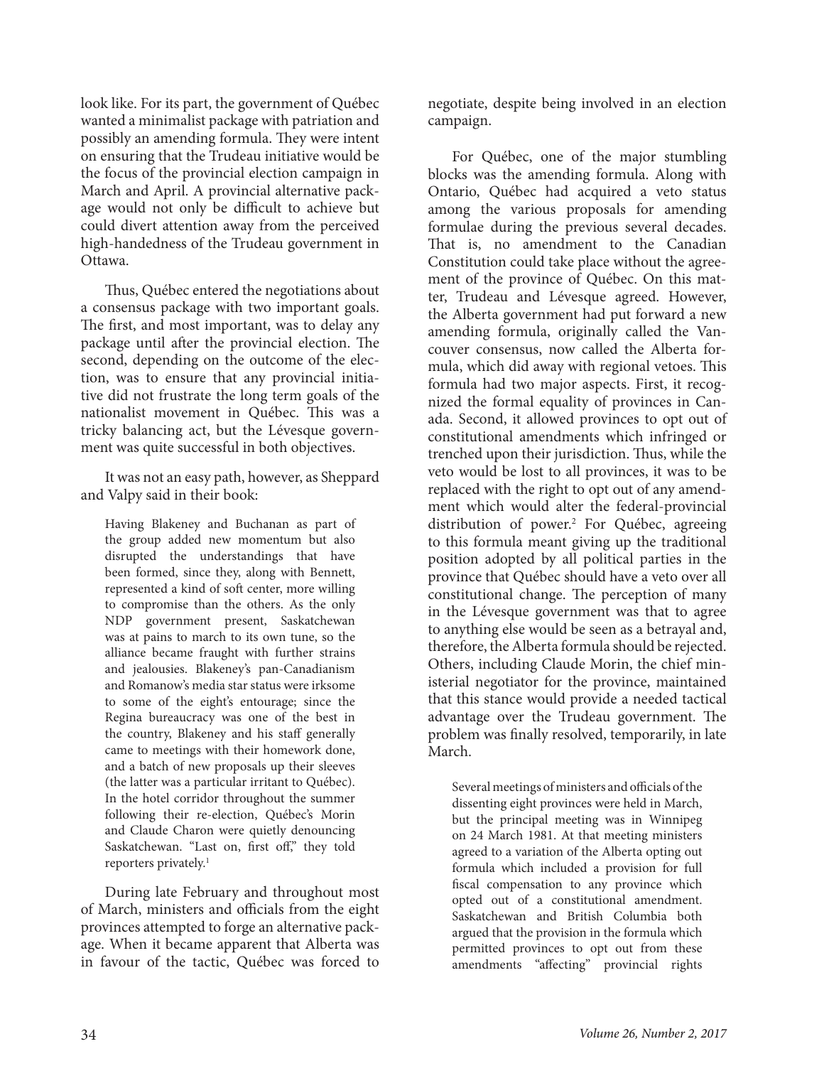look like. For its part, the government of Québec wanted a minimalist package with patriation and possibly an amending formula. They were intent on ensuring that the Trudeau initiative would be the focus of the provincial election campaign in March and April. A provincial alternative package would not only be difficult to achieve but could divert attention away from the perceived high-handedness of the Trudeau government in Ottawa.

Thus, Québec entered the negotiations about a consensus package with two important goals. The first, and most important, was to delay any package until after the provincial election. The second, depending on the outcome of the election, was to ensure that any provincial initiative did not frustrate the long term goals of the nationalist movement in Québec. This was a tricky balancing act, but the Lévesque government was quite successful in both objectives.

It was not an easy path, however, as Sheppard and Valpy said in their book:

> Having Blakeney and Buchanan as part of the group added new momentum but also disrupted the understandings that have been formed, since they, along with Bennett, represented a kind of soft center, more willing to compromise than the others. As the only NDP government present, Saskatchewan was at pains to march to its own tune, so the alliance became fraught with further strains and jealousies. Blakeney's pan-Canadianism and Romanow's media star status were irksome to some of the eight's entourage; since the Regina bureaucracy was one of the best in the country, Blakeney and his staff generally came to meetings with their homework done, and a batch of new proposals up their sleeves (the latter was a particular irritant to Québec). In the hotel corridor throughout the summer following their re-election, Québec's Morin and Claude Charon were quietly denouncing Saskatchewan. "Last on, first off," they told reporters privately.[1]

During late February and throughout most of March, ministers and officials from the eight provinces attempted to forge an alternative package. When it became apparent that Alberta was in favour of the tactic, Québec was forced to negotiate, despite being involved in an election campaign.

For Québec, one of the major stumbling blocks was the amending formula. Along with Ontario, Québec had acquired a veto status among the various proposals for amending formulae during the previous several decades. That is, no amendment to the Canadian Constitution could take place without the agreement of the province of Québec. On this matter, Trudeau and Lévesque agreed. However, the Alberta government had put forward a new amending formula, originally called the Vancouver consensus, now called the Alberta formula, which did away with regional vetoes. This formula had two major aspects. First, it recognized the formal equality of provinces in Canada. Second, it allowed provinces to opt out of constitutional amendments which infringed or trenched upon their jurisdiction. Thus, while the veto would be lost to all provinces, it was to be replaced with the right to opt out of any amendment which would alter the federal-provincial distribution of power.[2] For Québec, agreeing to this formula meant giving up the traditional position adopted by all political parties in the province that Québec should have a veto over all constitutional change. The perception of many in the Lévesque government was that to agree to anything else would be seen as a betrayal and, therefore, the Alberta formula should be rejected. Others, including Claude Morin, the chief ministerial negotiator for the province, maintained that this stance would provide a needed tactical advantage over the Trudeau government. The problem was finally resolved, temporarily, in late March.

> Several meetings of ministers and officials of the dissenting eight provinces were held in March, but the principal meeting was in Winnipeg on 24 March 1981. At that meeting ministers agreed to a variation of the Alberta opting out formula which included a provision for full fiscal compensation to any province which opted out of a constitutional amendment. Saskatchewan and British Columbia both argued that the provision in the formula which permitted provinces to opt out from these amendments "affecting" provincial rights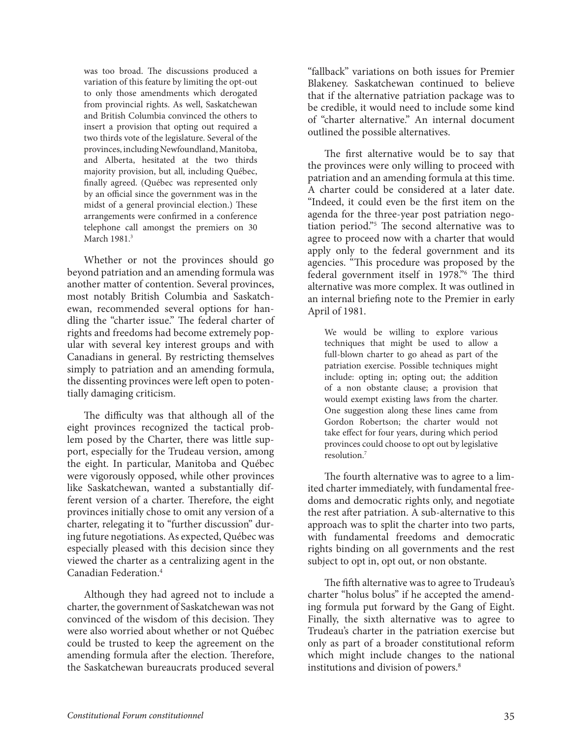> was too broad. The discussions produced a variation of this feature by limiting the opt-out to only those amendments which derogated from provincial rights. As well, Saskatchewan and British Columbia convinced the others to insert a provision that opting out required a two thirds vote of the legislature. Several of the provinces, including Newfoundland, Manitoba, and Alberta, hesitated at the two thirds majority provision, but all, including Québec, finally agreed. (Québec was represented only by an official since the government was in the midst of a general provincial election.) These arrangements were confirmed in a conference telephone call amongst the premiers on 30 March 1981.[3]

Whether or not the provinces should go beyond patriation and an amending formula was another matter of contention. Several provinces, most notably British Columbia and Saskatchewan, recommended several options for handling the "charter issue." The federal charter of rights and freedoms had become extremely popular with several key interest groups and with Canadians in general. By restricting themselves simply to patriation and an amending formula, the dissenting provinces were left open to potentially damaging criticism.

The difficulty was that although all of the eight provinces recognized the tactical problem posed by the Charter, there was little support, especially for the Trudeau version, among the eight. In particular, Manitoba and Québec were vigorously opposed, while other provinces like Saskatchewan, wanted a substantially different version of a charter. Therefore, the eight provinces initially chose to omit any version of a charter, relegating it to "further discussion" during future negotiations. As expected, Québec was especially pleased with this decision since they viewed the charter as a centralizing agent in the Canadian Federation.[4]

Although they had agreed not to include a charter, the government of Saskatchewan was not convinced of the wisdom of this decision. They were also worried about whether or not Québec could be trusted to keep the agreement on the amending formula after the election. Therefore, the Saskatchewan bureaucrats produced several "fallback" variations on both issues for Premier Blakeney. Saskatchewan continued to believe that if the alternative patriation package was to be credible, it would need to include some kind of "charter alternative." An internal document outlined the possible alternatives.

The first alternative would be to say that the provinces were only willing to proceed with patriation and an amending formula at this time. A charter could be considered at a later date. "Indeed, it could even be the first item on the agenda for the three-year post patriation negotiation period."[5] The second alternative was to agree to proceed now with a charter that would apply only to the federal government and its agencies. "This procedure was proposed by the federal government itself in 1978."[6] The third alternative was more complex. It was outlined in an internal briefing note to the Premier in early April of 1981.

> We would be willing to explore various techniques that might be used to allow a full-blown charter to go ahead as part of the patriation exercise. Possible techniques might include: opting in; opting out; the addition of a non obstante clause; a provision that would exempt existing laws from the charter. One suggestion along these lines came from Gordon Robertson; the charter would not take effect for four years, during which period provinces could choose to opt out by legislative resolution.[7]

The fourth alternative was to agree to a limited charter immediately, with fundamental freedoms and democratic rights only, and negotiate the rest after patriation. A sub-alternative to this approach was to split the charter into two parts, with fundamental freedoms and democratic rights binding on all governments and the rest subject to opt in, opt out, or non obstante.

The fifth alternative was to agree to Trudeau's charter "holus bolus" if he accepted the amending formula put forward by the Gang of Eight. Finally, the sixth alternative was to agree to Trudeau's charter in the patriation exercise but only as part of a broader constitutional reform which might include changes to the national institutions and division of powers.[8]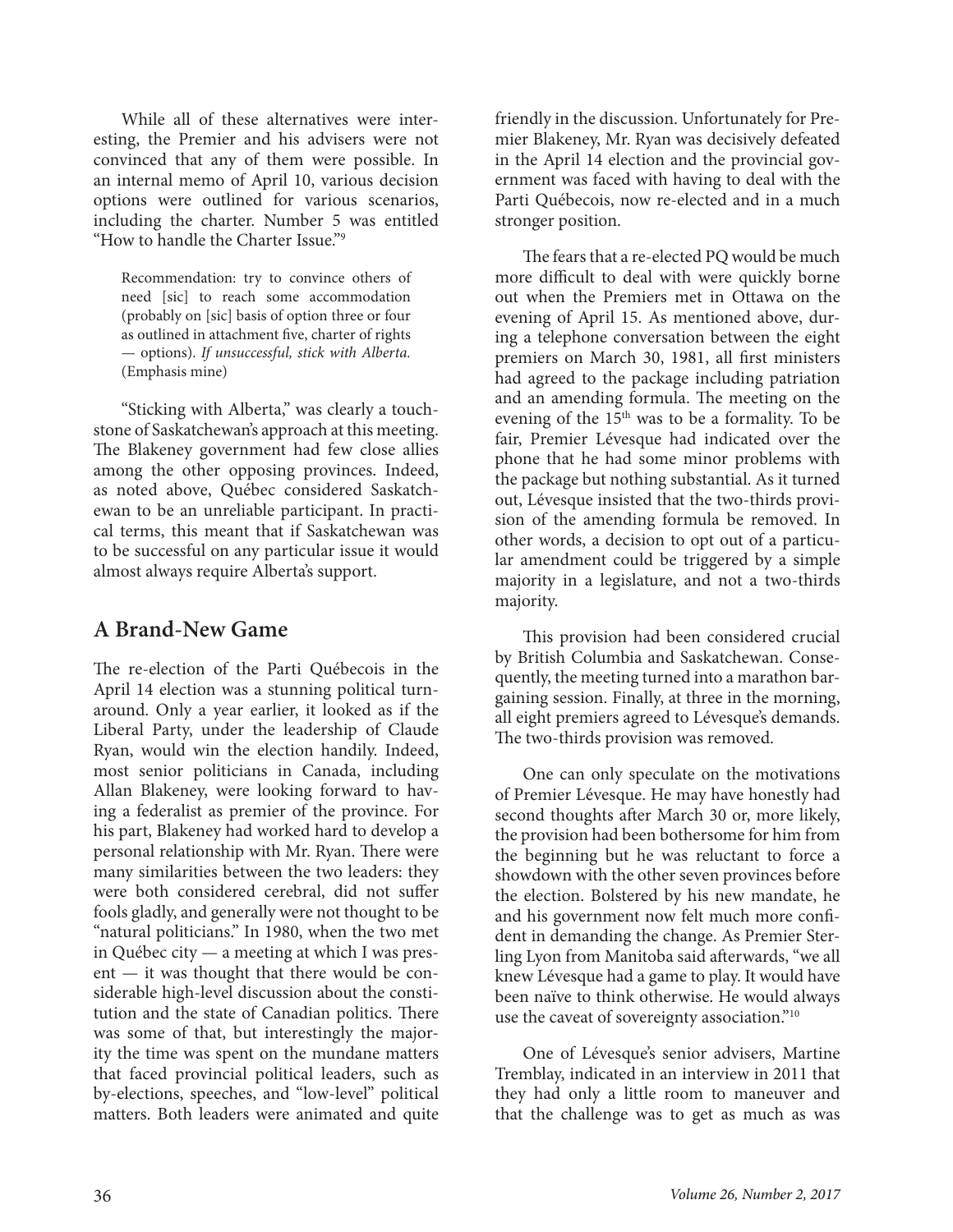While all of these alternatives were interesting, the Premier and his advisers were not convinced that any of them were possible. In an internal memo of April 10, various decision options were outlined for various scenarios, including the charter. Number 5 was entitled "How to handle the Charter Issue."[9]

> Recommendation: try to convince others of need [sic] to reach some accommodation (probably on [sic] basis of option three or four as outlined in attachment five, charter of rights — options). *If unsuccessful, stick with Alberta.* (Emphasis mine)

"Sticking with Alberta," was clearly a touchstone of Saskatchewan's approach at this meeting. The Blakeney government had few close allies among the other opposing provinces. Indeed, as noted above, Québec considered Saskatchewan to be an unreliable participant. In practical terms, this meant that if Saskatchewan was to be successful on any particular issue it would almost always require Alberta's support.

## A Brand-New Game

The re-election of the Parti Québecois in the April 14 election was a stunning political turnaround. Only a year earlier, it looked as if the Liberal Party, under the leadership of Claude Ryan, would win the election handily. Indeed, most senior politicians in Canada, including Allan Blakeney, were looking forward to having a federalist as premier of the province. For his part, Blakeney had worked hard to develop a personal relationship with Mr. Ryan. There were many similarities between the two leaders: they were both considered cerebral, did not suffer fools gladly, and generally were not thought to be "natural politicians." In 1980, when the two met in Québec city — a meeting at which I was present — it was thought that there would be considerable high-level discussion about the constitution and the state of Canadian politics. There was some of that, but interestingly the majority the time was spent on the mundane matters that faced provincial political leaders, such as by-elections, speeches, and "low-level" political matters. Both leaders were animated and quite friendly in the discussion. Unfortunately for Premier Blakeney, Mr. Ryan was decisively defeated in the April 14 election and the provincial government was faced with having to deal with the Parti Québecois, now re-elected and in a much stronger position.

The fears that a re-elected PQ would be much more difficult to deal with were quickly borne out when the Premiers met in Ottawa on the evening of April 15. As mentioned above, during a telephone conversation between the eight premiers on March 30, 1981, all first ministers had agreed to the package including patriation and an amending formula. The meeting on the evening of the 15th was to be a formality. To be fair, Premier Lévesque had indicated over the phone that he had some minor problems with the package but nothing substantial. As it turned out, Lévesque insisted that the two-thirds provision of the amending formula be removed. In other words, a decision to opt out of a particular amendment could be triggered by a simple majority in a legislature, and not a two-thirds majority.

This provision had been considered crucial by British Columbia and Saskatchewan. Consequently, the meeting turned into a marathon bargaining session. Finally, at three in the morning, all eight premiers agreed to Lévesque's demands. The two-thirds provision was removed.

One can only speculate on the motivations of Premier Lévesque. He may have honestly had second thoughts after March 30 or, more likely, the provision had been bothersome for him from the beginning but he was reluctant to force a showdown with the other seven provinces before the election. Bolstered by his new mandate, he and his government now felt much more confident in demanding the change. As Premier Sterling Lyon from Manitoba said afterwards, "we all knew Lévesque had a game to play. It would have been naïve to think otherwise. He would always use the caveat of sovereignty association."[10]

One of Lévesque's senior advisers, Martine Tremblay, indicated in an interview in 2011 that they had only a little room to maneuver and that the challenge was to get as much as was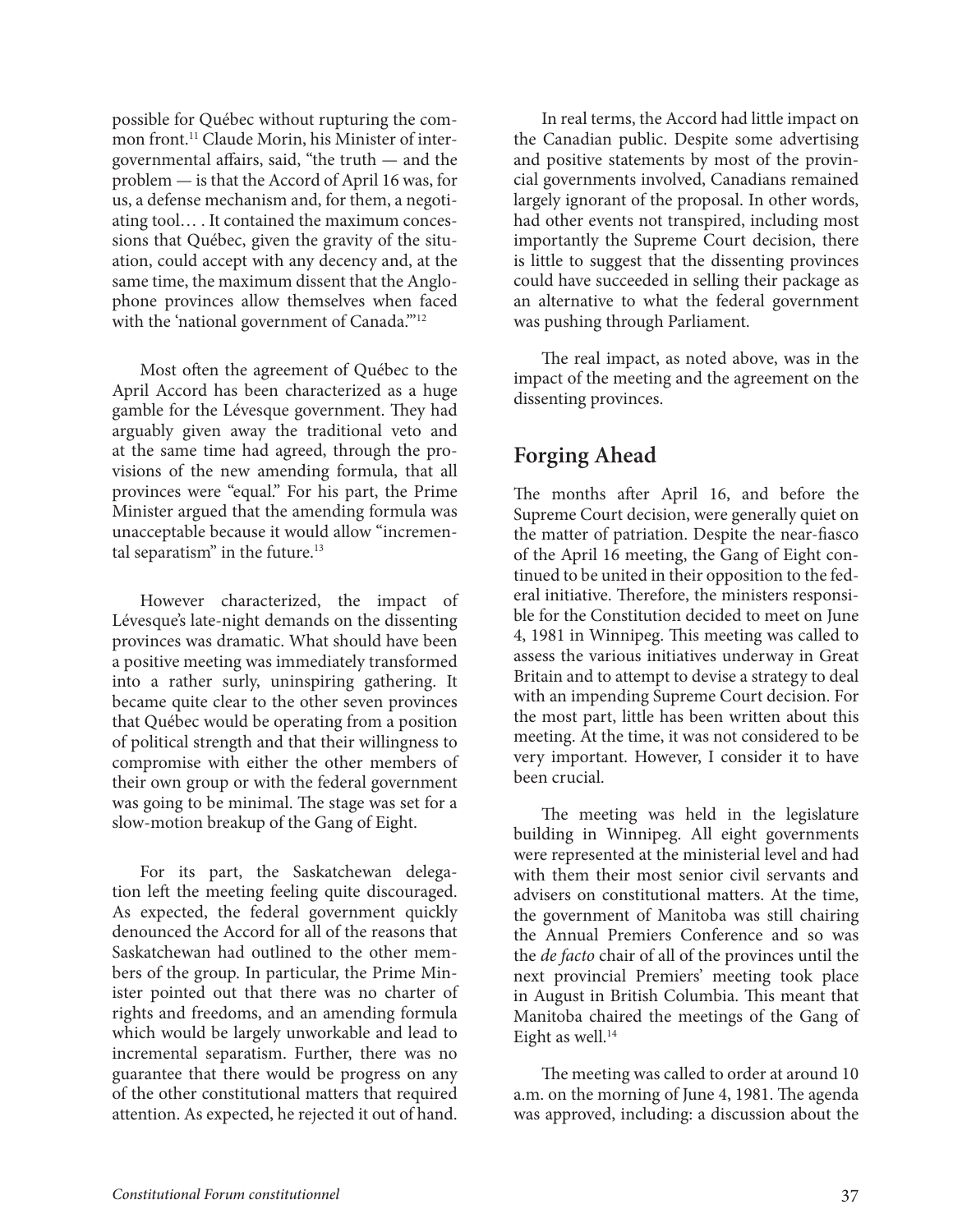possible for Québec without rupturing the common front.[11] Claude Morin, his Minister of intergovernmental affairs, said, "the truth — and the problem — is that the Accord of April 16 was, for us, a defense mechanism and, for them, a negotiating tool… . It contained the maximum concessions that Québec, given the gravity of the situation, could accept with any decency and, at the same time, the maximum dissent that the Anglophone provinces allow themselves when faced with the 'national government of Canada.'"[12]

Most often the agreement of Québec to the April Accord has been characterized as a huge gamble for the Lévesque government. They had arguably given away the traditional veto and at the same time had agreed, through the provisions of the new amending formula, that all provinces were "equal." For his part, the Prime Minister argued that the amending formula was unacceptable because it would allow "incremental separatism" in the future.[13]

However characterized, the impact of Lévesque's late-night demands on the dissenting provinces was dramatic. What should have been a positive meeting was immediately transformed into a rather surly, uninspiring gathering. It became quite clear to the other seven provinces that Québec would be operating from a position of political strength and that their willingness to compromise with either the other members of their own group or with the federal government was going to be minimal. The stage was set for a slow-motion breakup of the Gang of Eight.

For its part, the Saskatchewan delegation left the meeting feeling quite discouraged. As expected, the federal government quickly denounced the Accord for all of the reasons that Saskatchewan had outlined to the other members of the group. In particular, the Prime Minister pointed out that there was no charter of rights and freedoms, and an amending formula which would be largely unworkable and lead to incremental separatism. Further, there was no guarantee that there would be progress on any of the other constitutional matters that required attention. As expected, he rejected it out of hand.

In real terms, the Accord had little impact on the Canadian public. Despite some advertising and positive statements by most of the provincial governments involved, Canadians remained largely ignorant of the proposal. In other words, had other events not transpired, including most importantly the Supreme Court decision, there is little to suggest that the dissenting provinces could have succeeded in selling their package as an alternative to what the federal government was pushing through Parliament.

The real impact, as noted above, was in the impact of the meeting and the agreement on the dissenting provinces.

## Forging Ahead

The months after April 16, and before the Supreme Court decision, were generally quiet on the matter of patriation. Despite the near-fiasco of the April 16 meeting, the Gang of Eight continued to be united in their opposition to the federal initiative. Therefore, the ministers responsible for the Constitution decided to meet on June 4, 1981 in Winnipeg. This meeting was called to assess the various initiatives underway in Great Britain and to attempt to devise a strategy to deal with an impending Supreme Court decision. For the most part, little has been written about this meeting. At the time, it was not considered to be very important. However, I consider it to have been crucial.

The meeting was held in the legislature building in Winnipeg. All eight governments were represented at the ministerial level and had with them their most senior civil servants and advisers on constitutional matters. At the time, the government of Manitoba was still chairing the Annual Premiers Conference and so was the *de facto* chair of all of the provinces until the next provincial Premiers' meeting took place in August in British Columbia. This meant that Manitoba chaired the meetings of the Gang of Eight as well.[14]

The meeting was called to order at around 10 a.m. on the morning of June 4, 1981. The agenda was approved, including: a discussion about the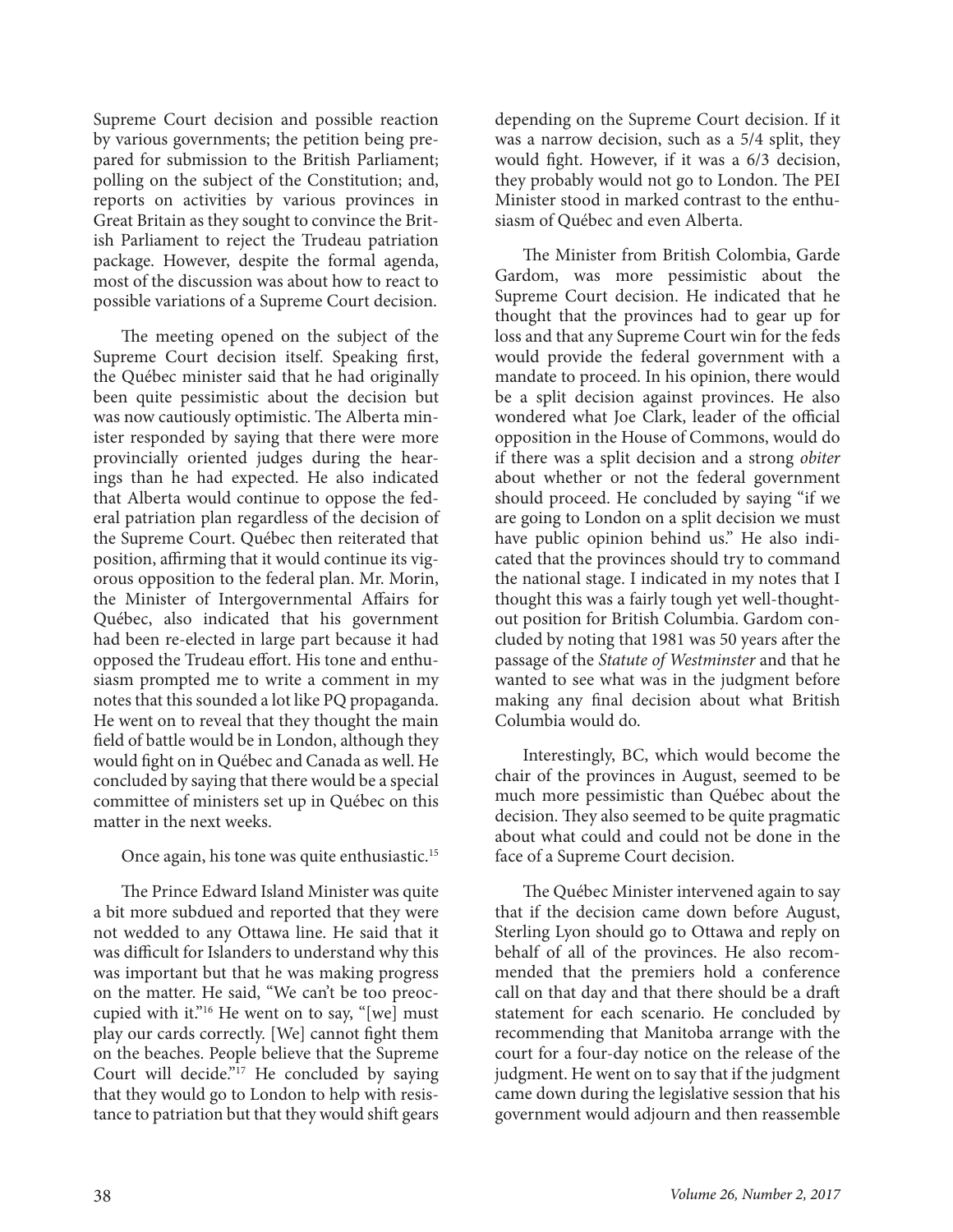Supreme Court decision and possible reaction by various governments; the petition being prepared for submission to the British Parliament; polling on the subject of the Constitution; and, reports on activities by various provinces in Great Britain as they sought to convince the British Parliament to reject the Trudeau patriation package. However, despite the formal agenda, most of the discussion was about how to react to possible variations of a Supreme Court decision.

The meeting opened on the subject of the Supreme Court decision itself. Speaking first, the Québec minister said that he had originally been quite pessimistic about the decision but was now cautiously optimistic. The Alberta minister responded by saying that there were more provincially oriented judges during the hearings than he had expected. He also indicated that Alberta would continue to oppose the federal patriation plan regardless of the decision of the Supreme Court. Québec then reiterated that position, affirming that it would continue its vigorous opposition to the federal plan. Mr. Morin, the Minister of Intergovernmental Affairs for Québec, also indicated that his government had been re-elected in large part because it had opposed the Trudeau effort. His tone and enthusiasm prompted me to write a comment in my notes that this sounded a lot like PQ propaganda. He went on to reveal that they thought the main field of battle would be in London, although they would fight on in Québec and Canada as well. He concluded by saying that there would be a special committee of ministers set up in Québec on this matter in the next weeks.

Once again, his tone was quite enthusiastic.[15]

The Prince Edward Island Minister was quite a bit more subdued and reported that they were not wedded to any Ottawa line. He said that it was difficult for Islanders to understand why this was important but that he was making progress on the matter. He said, "We can't be too preoccupied with it."[16] He went on to say, "[we] must play our cards correctly. [We] cannot fight them on the beaches. People believe that the Supreme Court will decide."[17] He concluded by saying that they would go to London to help with resistance to patriation but that they would shift gears depending on the Supreme Court decision. If it was a narrow decision, such as a 5/4 split, they would fight. However, if it was a 6/3 decision, they probably would not go to London. The PEI Minister stood in marked contrast to the enthusiasm of Québec and even Alberta.

The Minister from British Colombia, Garde Gardom, was more pessimistic about the Supreme Court decision. He indicated that he thought that the provinces had to gear up for loss and that any Supreme Court win for the feds would provide the federal government with a mandate to proceed. In his opinion, there would be a split decision against provinces. He also wondered what Joe Clark, leader of the official opposition in the House of Commons, would do if there was a split decision and a strong *obiter* about whether or not the federal government should proceed. He concluded by saying "if we are going to London on a split decision we must have public opinion behind us." He also indicated that the provinces should try to command the national stage. I indicated in my notes that I thought this was a fairly tough yet well-thought-out position for British Columbia. Gardom concluded by noting that 1981 was 50 years after the passage of the *Statute of Westminster* and that he wanted to see what was in the judgment before making any final decision about what British Columbia would do.

Interestingly, BC, which would become the chair of the provinces in August, seemed to be much more pessimistic than Québec about the decision. They also seemed to be quite pragmatic about what could and could not be done in the face of a Supreme Court decision.

The Québec Minister intervened again to say that if the decision came down before August, Sterling Lyon should go to Ottawa and reply on behalf of all of the provinces. He also recommended that the premiers hold a conference call on that day and that there should be a draft statement for each scenario. He concluded by recommending that Manitoba arrange with the court for a four-day notice on the release of the judgment. He went on to say that if the judgment came down during the legislative session that his government would adjourn and then reassemble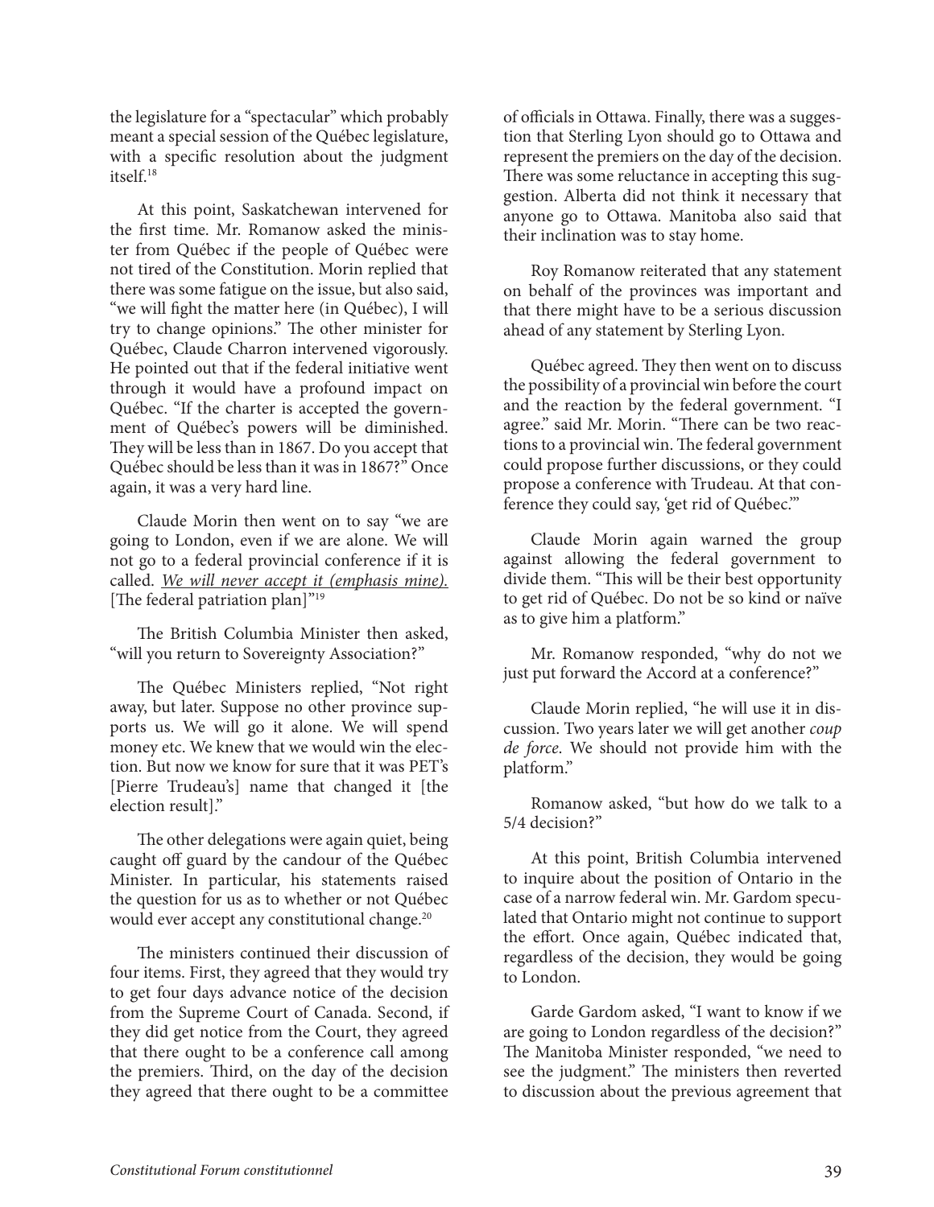the legislature for a "spectacular" which probably meant a special session of the Québec legislature, with a specific resolution about the judgment itself.[18]

At this point, Saskatchewan intervened for the first time. Mr. Romanow asked the minister from Québec if the people of Québec were not tired of the Constitution. Morin replied that there was some fatigue on the issue, but also said, "we will fight the matter here (in Québec), I will try to change opinions." The other minister for Québec, Claude Charron intervened vigorously. He pointed out that if the federal initiative went through it would have a profound impact on Québec. "If the charter is accepted the government of Québec's powers will be diminished. They will be less than in 1867. Do you accept that Québec should be less than it was in 1867?" Once again, it was a very hard line.

Claude Morin then went on to say "we are going to London, even if we are alone. We will not go to a federal provincial conference if it is called. *We will never accept it (emphasis mine).* [The federal patriation plan]"[19]

The British Columbia Minister then asked, "will you return to Sovereignty Association?"

The Québec Ministers replied, "Not right away, but later. Suppose no other province supports us. We will go it alone. We will spend money etc. We knew that we would win the election. But now we know for sure that it was PET's [Pierre Trudeau's] name that changed it [the election result]."

The other delegations were again quiet, being caught off guard by the candour of the Québec Minister. In particular, his statements raised the question for us as to whether or not Québec would ever accept any constitutional change.[20]

The ministers continued their discussion of four items. First, they agreed that they would try to get four days advance notice of the decision from the Supreme Court of Canada. Second, if they did get notice from the Court, they agreed that there ought to be a conference call among the premiers. Third, on the day of the decision they agreed that there ought to be a committee of officials in Ottawa. Finally, there was a suggestion that Sterling Lyon should go to Ottawa and represent the premiers on the day of the decision. There was some reluctance in accepting this suggestion. Alberta did not think it necessary that anyone go to Ottawa. Manitoba also said that their inclination was to stay home.

Roy Romanow reiterated that any statement on behalf of the provinces was important and that there might have to be a serious discussion ahead of any statement by Sterling Lyon.

Québec agreed. They then went on to discuss the possibility of a provincial win before the court and the reaction by the federal government. "I agree." said Mr. Morin. "There can be two reactions to a provincial win. The federal government could propose further discussions, or they could propose a conference with Trudeau. At that conference they could say, 'get rid of Québec.'"

Claude Morin again warned the group against allowing the federal government to divide them. "This will be their best opportunity to get rid of Québec. Do not be so kind or naïve as to give him a platform."

Mr. Romanow responded, "why do not we just put forward the Accord at a conference?"

Claude Morin replied, "he will use it in discussion. Two years later we will get another *coup de force*. We should not provide him with the platform."

Romanow asked, "but how do we talk to a 5/4 decision?"

At this point, British Columbia intervened to inquire about the position of Ontario in the case of a narrow federal win. Mr. Gardom speculated that Ontario might not continue to support the effort. Once again, Québec indicated that, regardless of the decision, they would be going to London.

Garde Gardom asked, "I want to know if we are going to London regardless of the decision?" The Manitoba Minister responded, "we need to see the judgment." The ministers then reverted to discussion about the previous agreement that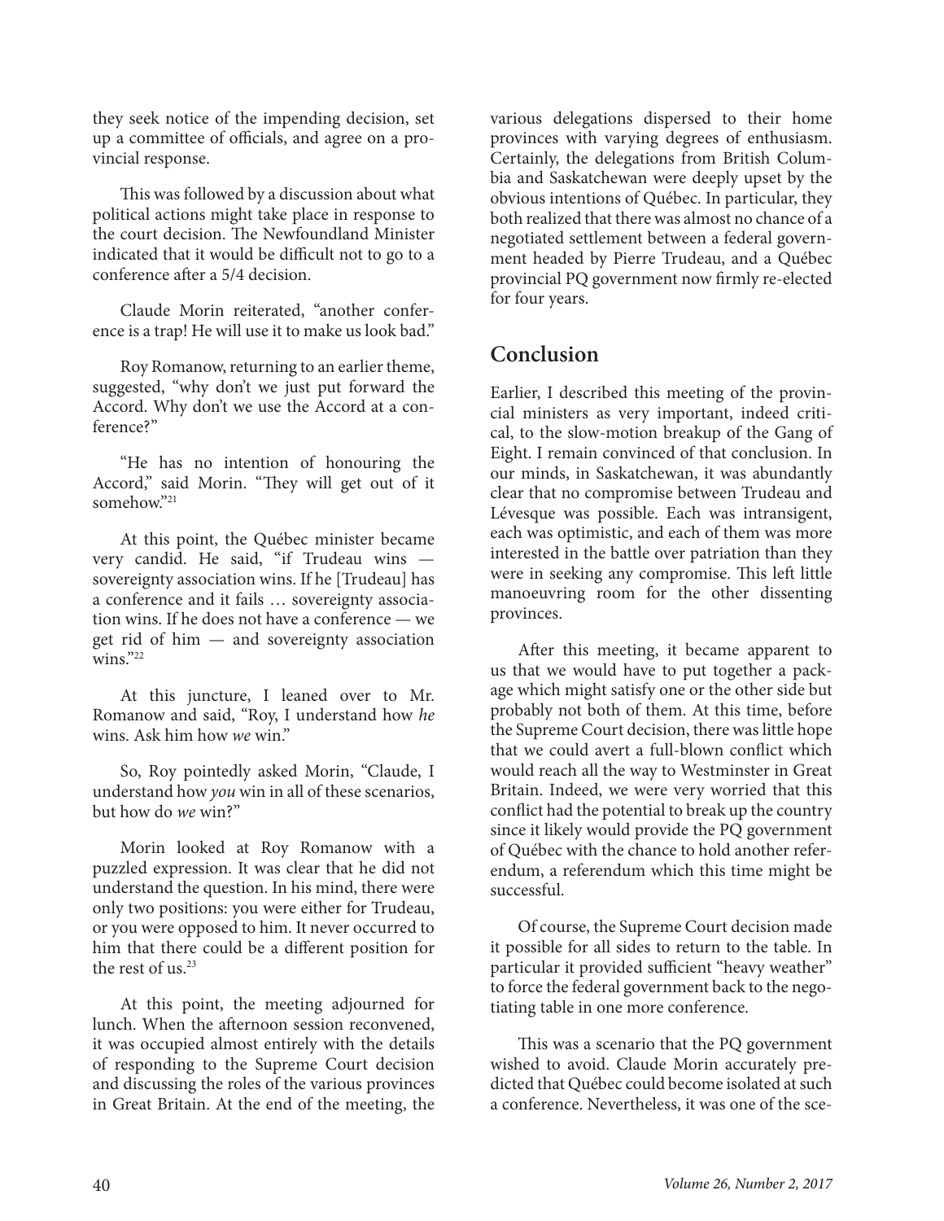they seek notice of the impending decision, set up a committee of officials, and agree on a provincial response.

This was followed by a discussion about what political actions might take place in response to the court decision. The Newfoundland Minister indicated that it would be difficult not to go to a conference after a 5/4 decision.

Claude Morin reiterated, "another conference is a trap! He will use it to make us look bad."

Roy Romanow, returning to an earlier theme, suggested, "why don't we just put forward the Accord. Why don't we use the Accord at a conference?"

"He has no intention of honouring the Accord," said Morin. "They will get out of it somehow."[21]

At this point, the Québec minister became very candid. He said, "if Trudeau wins — sovereignty association wins. If he [Trudeau] has a conference and it fails … sovereignty association wins. If he does not have a conference — we get rid of him — and sovereignty association wins."[22]

At this juncture, I leaned over to Mr. Romanow and said, "Roy, I understand how *he* wins. Ask him how *we* win."

So, Roy pointedly asked Morin, "Claude, I understand how *you* win in all of these scenarios, but how do *we* win?"

Morin looked at Roy Romanow with a puzzled expression. It was clear that he did not understand the question. In his mind, there were only two positions: you were either for Trudeau, or you were opposed to him. It never occurred to him that there could be a different position for the rest of us.[23]

At this point, the meeting adjourned for lunch. When the afternoon session reconvened, it was occupied almost entirely with the details of responding to the Supreme Court decision and discussing the roles of the various provinces in Great Britain. At the end of the meeting, the various delegations dispersed to their home provinces with varying degrees of enthusiasm. Certainly, the delegations from British Columbia and Saskatchewan were deeply upset by the obvious intentions of Québec. In particular, they both realized that there was almost no chance of a negotiated settlement between a federal government headed by Pierre Trudeau, and a Québec provincial PQ government now firmly re-elected for four years.

## Conclusion

Earlier, I described this meeting of the provincial ministers as very important, indeed critical, to the slow-motion breakup of the Gang of Eight. I remain convinced of that conclusion. In our minds, in Saskatchewan, it was abundantly clear that no compromise between Trudeau and Lévesque was possible. Each was intransigent, each was optimistic, and each of them was more interested in the battle over patriation than they were in seeking any compromise. This left little manoeuvring room for the other dissenting provinces.

After this meeting, it became apparent to us that we would have to put together a package which might satisfy one or the other side but probably not both of them. At this time, before the Supreme Court decision, there was little hope that we could avert a full-blown conflict which would reach all the way to Westminster in Great Britain. Indeed, we were very worried that this conflict had the potential to break up the country since it likely would provide the PQ government of Québec with the chance to hold another referendum, a referendum which this time might be successful.

Of course, the Supreme Court decision made it possible for all sides to return to the table. In particular it provided sufficient "heavy weather" to force the federal government back to the negotiating table in one more conference.

This was a scenario that the PQ government wished to avoid. Claude Morin accurately predicted that Québec could become isolated at such a conference. Nevertheless, it was one of the sce-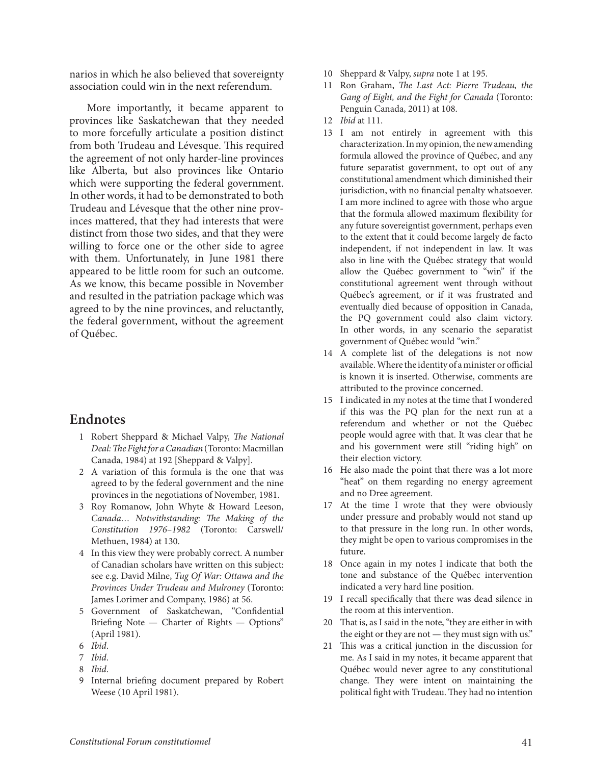narios in which he also believed that sovereignty association could win in the next referendum.

More importantly, it became apparent to provinces like Saskatchewan that they needed to more forcefully articulate a position distinct from both Trudeau and Lévesque. This required the agreement of not only harder-line provinces like Alberta, but also provinces like Ontario which were supporting the federal government. In other words, it had to be demonstrated to both Trudeau and Lévesque that the other nine provinces mattered, that they had interests that were distinct from those two sides, and that they were willing to force one or the other side to agree with them. Unfortunately, in June 1981 there appeared to be little room for such an outcome. As we know, this became possible in November and resulted in the patriation package which was agreed to by the nine provinces, and reluctantly, the federal government, without the agreement of Québec.

## Endnotes

1. Robert Sheppard & Michael Valpy, *The National Deal: The Fight for a Canadian* (Toronto: Macmillan Canada, 1984) at 192 [Sheppard & Valpy].
2. A variation of this formula is the one that was agreed to by the federal government and the nine provinces in the negotiations of November, 1981.
3. Roy Romanow, John Whyte & Howard Leeson, *Canada… Notwithstanding: The Making of the Constitution 1976–1982* (Toronto: Carswell/Methuen, 1984) at 130.
4. In this view they were probably correct. A number of Canadian scholars have written on this subject: see e.g. David Milne, *Tug Of War: Ottawa and the Provinces Under Trudeau and Mulroney* (Toronto: James Lorimer and Company, 1986) at 56.
5. Government of Saskatchewan, "Confidential Briefing Note — Charter of Rights — Options" (April 1981).
6. *Ibid*.
7. *Ibid*.
8. *Ibid*.
9. Internal briefing document prepared by Robert Weese (10 April 1981).
10. Sheppard & Valpy, *supra* note 1 at 195.
11. Ron Graham, *The Last Act: Pierre Trudeau, the Gang of Eight, and the Fight for Canada* (Toronto: Penguin Canada, 2011) at 108.
12. *Ibid* at 111.
13. I am not entirely in agreement with this characterization. In my opinion, the new amending formula allowed the province of Québec, and any future separatist government, to opt out of any constitutional amendment which diminished their jurisdiction, with no financial penalty whatsoever. I am more inclined to agree with those who argue that the formula allowed maximum flexibility for any future sovereigntist government, perhaps even to the extent that it could become largely de facto independent, if not independent in law. It was also in line with the Québec strategy that would allow the Québec government to "win" if the constitutional agreement went through without Québec's agreement, or if it was frustrated and eventually died because of opposition in Canada, the PQ government could also claim victory. In other words, in any scenario the separatist government of Québec would "win."
14. A complete list of the delegations is not now available. Where the identity of a minister or official is known it is inserted. Otherwise, comments are attributed to the province concerned.
15. I indicated in my notes at the time that I wondered if this was the PQ plan for the next run at a referendum and whether or not the Québec people would agree with that. It was clear that he and his government were still "riding high" on their election victory.
16. He also made the point that there was a lot more "heat" on them regarding no energy agreement and no Dree agreement.
17. At the time I wrote that they were obviously under pressure and probably would not stand up to that pressure in the long run. In other words, they might be open to various compromises in the future.
18. Once again in my notes I indicate that both the tone and substance of the Québec intervention indicated a very hard line position.
19. I recall specifically that there was dead silence in the room at this intervention.
20. That is, as I said in the note, "they are either in with the eight or they are not — they must sign with us."
21. This was a critical junction in the discussion for me. As I said in my notes, it became apparent that Québec would never agree to any constitutional change. They were intent on maintaining the political fight with Trudeau. They had no intention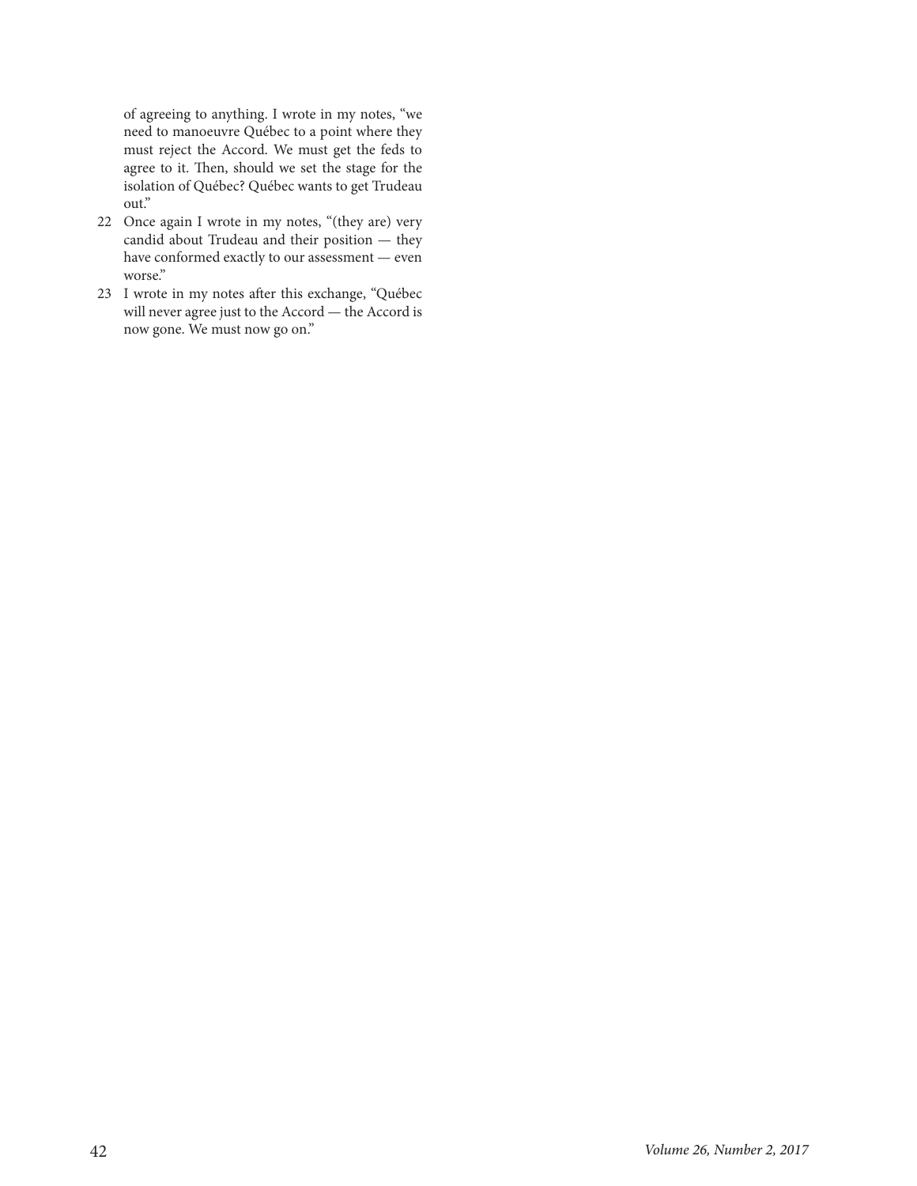of agreeing to anything. I wrote in my notes, "we need to manoeuvre Québec to a point where they must reject the Accord. We must get the feds to agree to it. Then, should we set the stage for the isolation of Québec? Québec wants to get Trudeau out."

22 Once again I wrote in my notes, "(they are) very candid about Trudeau and their position — they have conformed exactly to our assessment — even worse."

23 I wrote in my notes after this exchange, "Québec will never agree just to the Accord — the Accord is now gone. We must now go on."